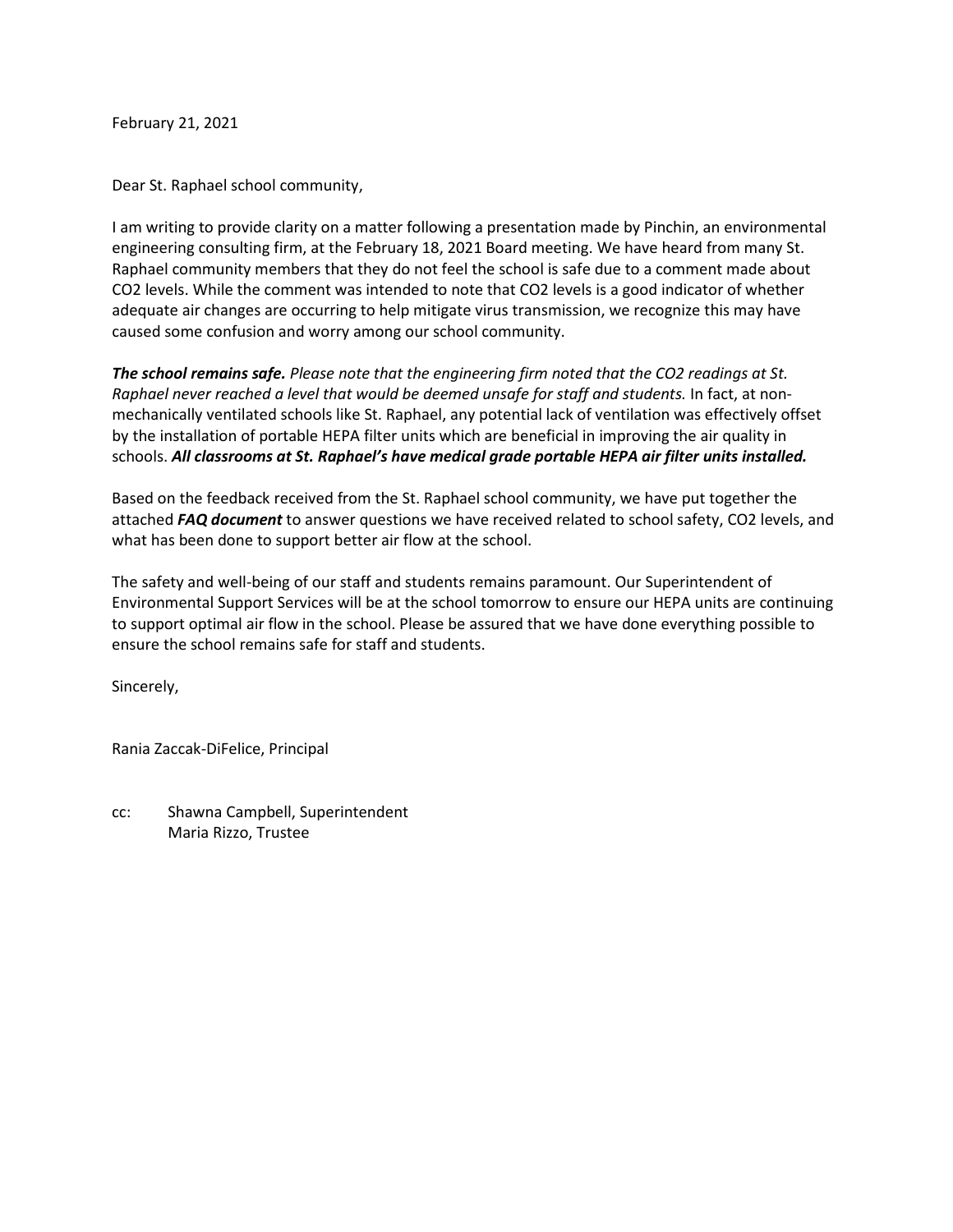February 21, 2021

Dear St. Raphael school community,

I am writing to provide clarity on a matter following a presentation made by Pinchin, an environmental engineering consulting firm, at the February 18, 2021 Board meeting. We have heard from many St. Raphael community members that they do not feel the school is safe due to a comment made about $CO_2$ levels. While the comment was intended to note that $CO_2$ levels is a good indicator of whether adequate air changes are occurring to help mitigate virus transmission, we recognize this may have caused some confusion and worry among our school community.

***The school remains safe.*** *Please note that the engineering firm noted that the $CO_2$ readings at St. Raphael never reached a level that would be deemed unsafe for staff and students.* In fact, at non-mechanically ventilated schools like St. Raphael, any potential lack of ventilation was effectively offset by the installation of portable HEPA filter units which are beneficial in improving the air quality in schools. ***All classrooms at St. Raphael's have medical grade portable HEPA air filter units installed.***

Based on the feedback received from the St. Raphael school community, we have put together the attached ***FAQ document*** to answer questions we have received related to school safety, $CO_2$ levels, and what has been done to support better air flow at the school.

The safety and well-being of our staff and students remains paramount. Our Superintendent of Environmental Support Services will be at the school tomorrow to ensure our HEPA units are continuing to support optimal air flow in the school. Please be assured that we have done everything possible to ensure the school remains safe for staff and students.

Sincerely,

Rania Zaccak-DiFelice, Principal

cc: Shawna Campbell, Superintendent
Maria Rizzo, Trustee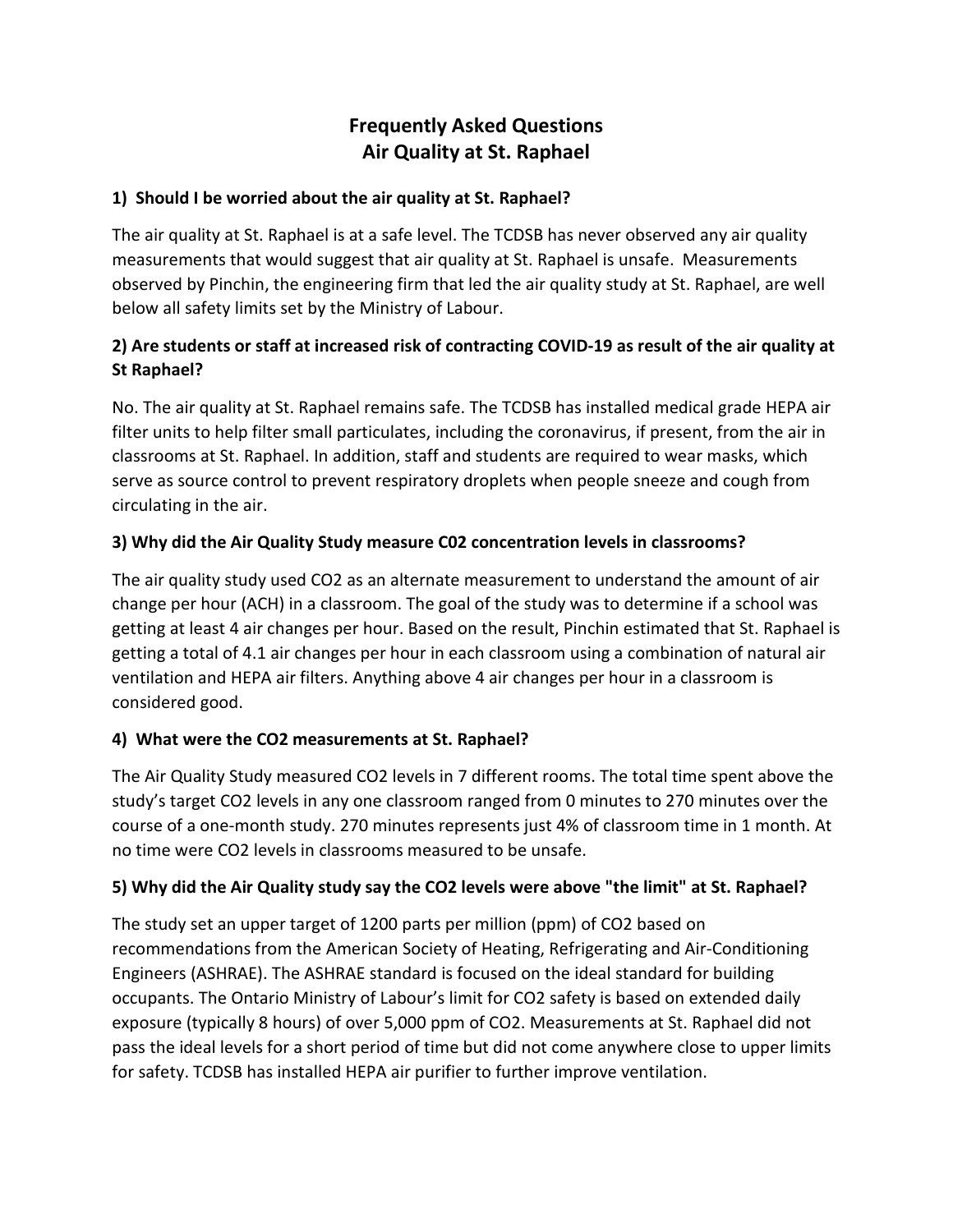# Frequently Asked Questions
# Air Quality at St. Raphael

### 1) Should I be worried about the air quality at St. Raphael?

The air quality at St. Raphael is at a safe level. The TCDSB has never observed any air quality measurements that would suggest that air quality at St. Raphael is unsafe. Measurements observed by Pinchin, the engineering firm that led the air quality study at St. Raphael, are well below all safety limits set by the Ministry of Labour.

### 2) Are students or staff at increased risk of contracting COVID-19 as result of the air quality at St Raphael?

No. The air quality at St. Raphael remains safe. The TCDSB has installed medical grade HEPA air filter units to help filter small particulates, including the coronavirus, if present, from the air in classrooms at St. Raphael. In addition, staff and students are required to wear masks, which serve as source control to prevent respiratory droplets when people sneeze and cough from circulating in the air.

### 3) Why did the Air Quality Study measure C02 concentration levels in classrooms?

The air quality study used $CO_2$ as an alternate measurement to understand the amount of air change per hour (ACH) in a classroom. The goal of the study was to determine if a school was getting at least 4 air changes per hour. Based on the result, Pinchin estimated that St. Raphael is getting a total of 4.1 air changes per hour in each classroom using a combination of natural air ventilation and HEPA air filters. Anything above 4 air changes per hour in a classroom is considered good.

### 4) What were the CO2 measurements at St. Raphael?

The Air Quality Study measured $CO_2$ levels in 7 different rooms. The total time spent above the study's target $CO_2$ levels in any one classroom ranged from 0 minutes to 270 minutes over the course of a one-month study. 270 minutes represents just 4% of classroom time in 1 month. At no time were $CO_2$ levels in classrooms measured to be unsafe.

### 5) Why did the Air Quality study say the CO2 levels were above "the limit" at St. Raphael?

The study set an upper target of 1200 parts per million (ppm) of $CO_2$ based on recommendations from the American Society of Heating, Refrigerating and Air-Conditioning Engineers (ASHRAE). The ASHRAE standard is focused on the ideal standard for building occupants. The Ontario Ministry of Labour's limit for $CO_2$ safety is based on extended daily exposure (typically 8 hours) of over 5,000 ppm of $CO_2$. Measurements at St. Raphael did not pass the ideal levels for a short period of time but did not come anywhere close to upper limits for safety. TCDSB has installed HEPA air purifier to further improve ventilation.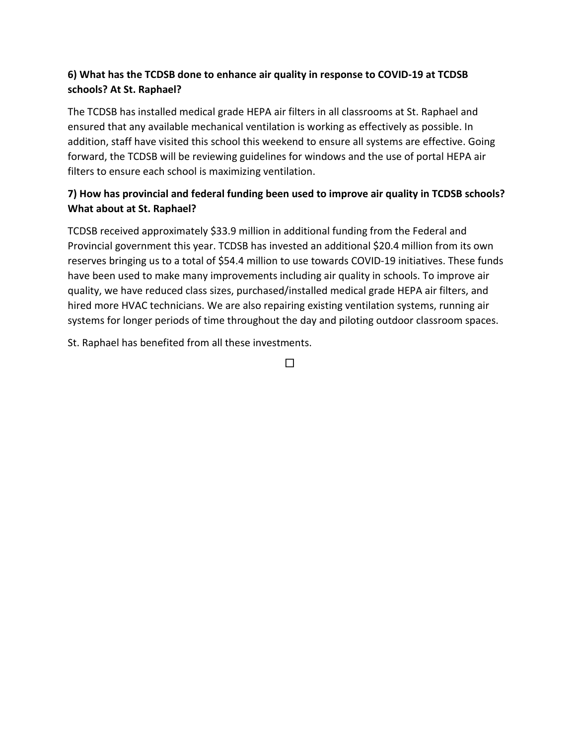**6) What has the TCDSB done to enhance air quality in response to COVID-19 at TCDSB schools? At St. Raphael?**

The TCDSB has installed medical grade HEPA air filters in all classrooms at St. Raphael and ensured that any available mechanical ventilation is working as effectively as possible. In addition, staff have visited this school this weekend to ensure all systems are effective. Going forward, the TCDSB will be reviewing guidelines for windows and the use of portal HEPA air filters to ensure each school is maximizing ventilation.

**7) How has provincial and federal funding been used to improve air quality in TCDSB schools? What about at St. Raphael?**

TCDSB received approximately $33.9 million in additional funding from the Federal and Provincial government this year. TCDSB has invested an additional $20.4 million from its own reserves bringing us to a total of $54.4 million to use towards COVID-19 initiatives. These funds have been used to make many improvements including air quality in schools. To improve air quality, we have reduced class sizes, purchased/installed medical grade HEPA air filters, and hired more HVAC technicians. We are also repairing existing ventilation systems, running air systems for longer periods of time throughout the day and piloting outdoor classroom spaces.

St. Raphael has benefited from all these investments.

☐